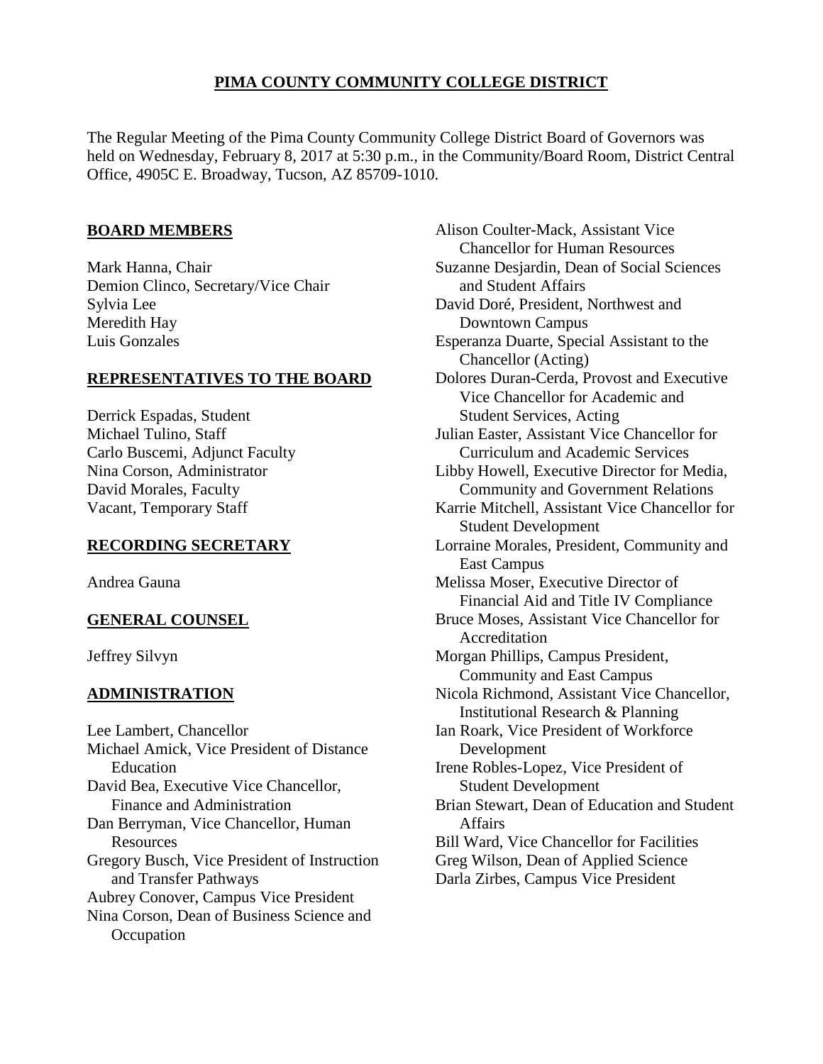# PIMA COUNTY COMMUNITY COLLEGE DISTRICT

The Regular Meeting of the Pima County Community College District Board of Governors was held on Wednesday, February 8, 2017 at 5:30 p.m., in the Community/Board Room, District Central Office, 4905C E. Broadway, Tucson, AZ 85709-1010.

## BOARD MEMBERS

Mark Hanna, Chair
Demion Clinco, Secretary/Vice Chair
Sylvia Lee
Meredith Hay
Luis Gonzales

## REPRESENTATIVES TO THE BOARD

Derrick Espadas, Student
Michael Tulino, Staff
Carlo Buscemi, Adjunct Faculty
Nina Corson, Administrator
David Morales, Faculty
Vacant, Temporary Staff

## RECORDING SECRETARY

Andrea Gauna

## GENERAL COUNSEL

Jeffrey Silvyn

## ADMINISTRATION

Lee Lambert, Chancellor
Michael Amick, Vice President of Distance Education
David Bea, Executive Vice Chancellor, Finance and Administration
Dan Berryman, Vice Chancellor, Human Resources
Gregory Busch, Vice President of Instruction and Transfer Pathways
Aubrey Conover, Campus Vice President
Nina Corson, Dean of Business Science and Occupation
Alison Coulter-Mack, Assistant Vice Chancellor for Human Resources
Suzanne Desjardin, Dean of Social Sciences and Student Affairs
David Doré, President, Northwest and Downtown Campus
Esperanza Duarte, Special Assistant to the Chancellor (Acting)
Dolores Duran-Cerda, Provost and Executive Vice Chancellor for Academic and Student Services, Acting
Julian Easter, Assistant Vice Chancellor for Curriculum and Academic Services
Libby Howell, Executive Director for Media, Community and Government Relations
Karrie Mitchell, Assistant Vice Chancellor for Student Development
Lorraine Morales, President, Community and East Campus
Melissa Moser, Executive Director of Financial Aid and Title IV Compliance
Bruce Moses, Assistant Vice Chancellor for Accreditation
Morgan Phillips, Campus President, Community and East Campus
Nicola Richmond, Assistant Vice Chancellor, Institutional Research & Planning
Ian Roark, Vice President of Workforce Development
Irene Robles-Lopez, Vice President of Student Development
Brian Stewart, Dean of Education and Student Affairs
Bill Ward, Vice Chancellor for Facilities
Greg Wilson, Dean of Applied Science
Darla Zirbes, Campus Vice President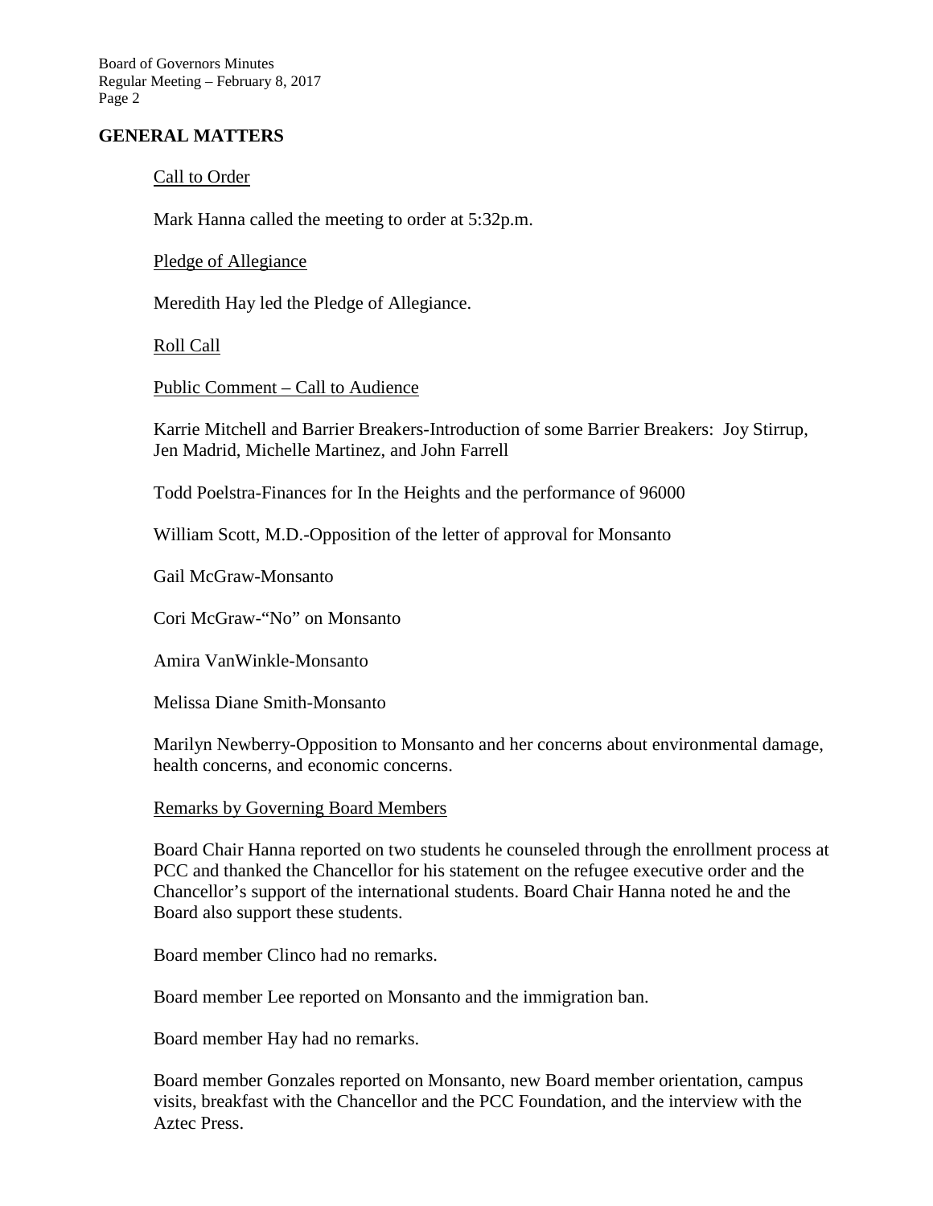## GENERAL MATTERS

Call to Order

Mark Hanna called the meeting to order at 5:32p.m.

Pledge of Allegiance

Meredith Hay led the Pledge of Allegiance.

Roll Call

Public Comment – Call to Audience

Karrie Mitchell and Barrier Breakers-Introduction of some Barrier Breakers: Joy Stirrup, Jen Madrid, Michelle Martinez, and John Farrell

Todd Poelstra-Finances for In the Heights and the performance of 96000

William Scott, M.D.-Opposition of the letter of approval for Monsanto

Gail McGraw-Monsanto

Cori McGraw-"No" on Monsanto

Amira VanWinkle-Monsanto

Melissa Diane Smith-Monsanto

Marilyn Newberry-Opposition to Monsanto and her concerns about environmental damage, health concerns, and economic concerns.

Remarks by Governing Board Members

Board Chair Hanna reported on two students he counseled through the enrollment process at PCC and thanked the Chancellor for his statement on the refugee executive order and the Chancellor's support of the international students. Board Chair Hanna noted he and the Board also support these students.

Board member Clinco had no remarks.

Board member Lee reported on Monsanto and the immigration ban.

Board member Hay had no remarks.

Board member Gonzales reported on Monsanto, new Board member orientation, campus visits, breakfast with the Chancellor and the PCC Foundation, and the interview with the Aztec Press.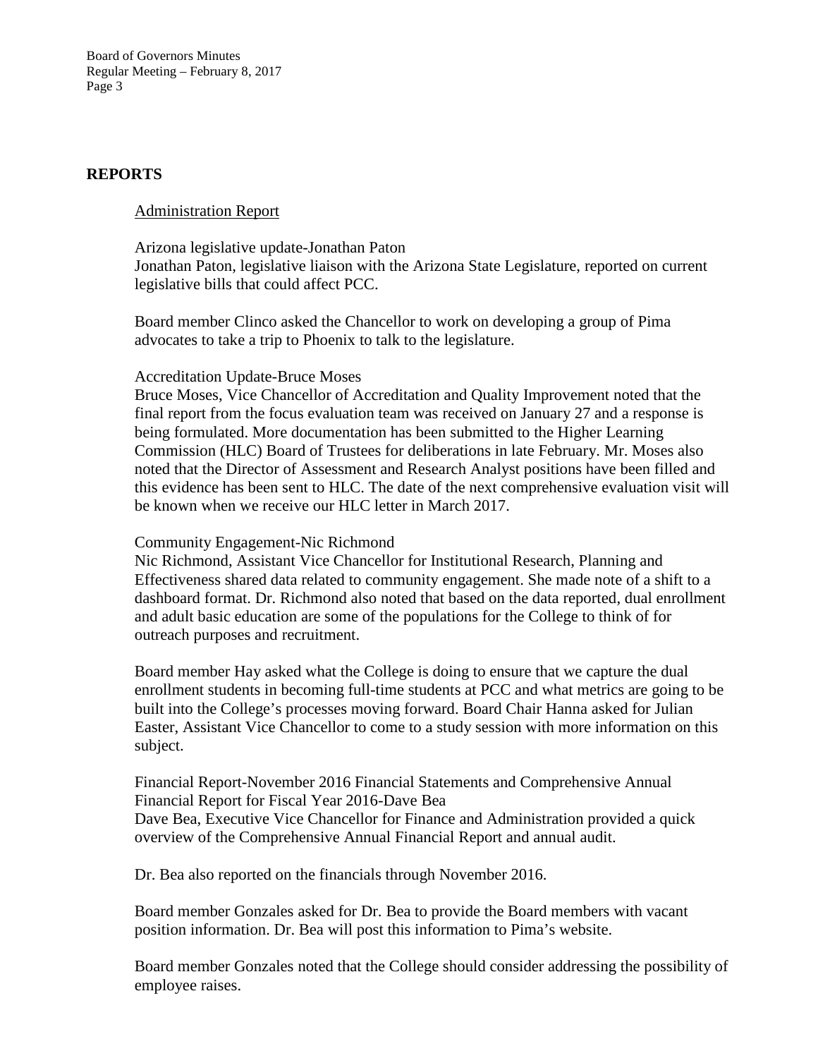## REPORTS

Administration Report

Arizona legislative update-Jonathan Paton
Jonathan Paton, legislative liaison with the Arizona State Legislature, reported on current legislative bills that could affect PCC.

Board member Clinco asked the Chancellor to work on developing a group of Pima advocates to take a trip to Phoenix to talk to the legislature.

Accreditation Update-Bruce Moses
Bruce Moses, Vice Chancellor of Accreditation and Quality Improvement noted that the final report from the focus evaluation team was received on January 27 and a response is being formulated. More documentation has been submitted to the Higher Learning Commission (HLC) Board of Trustees for deliberations in late February. Mr. Moses also noted that the Director of Assessment and Research Analyst positions have been filled and this evidence has been sent to HLC. The date of the next comprehensive evaluation visit will be known when we receive our HLC letter in March 2017.

Community Engagement-Nic Richmond
Nic Richmond, Assistant Vice Chancellor for Institutional Research, Planning and Effectiveness shared data related to community engagement. She made note of a shift to a dashboard format. Dr. Richmond also noted that based on the data reported, dual enrollment and adult basic education are some of the populations for the College to think of for outreach purposes and recruitment.

Board member Hay asked what the College is doing to ensure that we capture the dual enrollment students in becoming full-time students at PCC and what metrics are going to be built into the College's processes moving forward. Board Chair Hanna asked for Julian Easter, Assistant Vice Chancellor to come to a study session with more information on this subject.

Financial Report-November 2016 Financial Statements and Comprehensive Annual Financial Report for Fiscal Year 2016-Dave Bea
Dave Bea, Executive Vice Chancellor for Finance and Administration provided a quick overview of the Comprehensive Annual Financial Report and annual audit.

Dr. Bea also reported on the financials through November 2016.

Board member Gonzales asked for Dr. Bea to provide the Board members with vacant position information. Dr. Bea will post this information to Pima's website.

Board member Gonzales noted that the College should consider addressing the possibility of employee raises.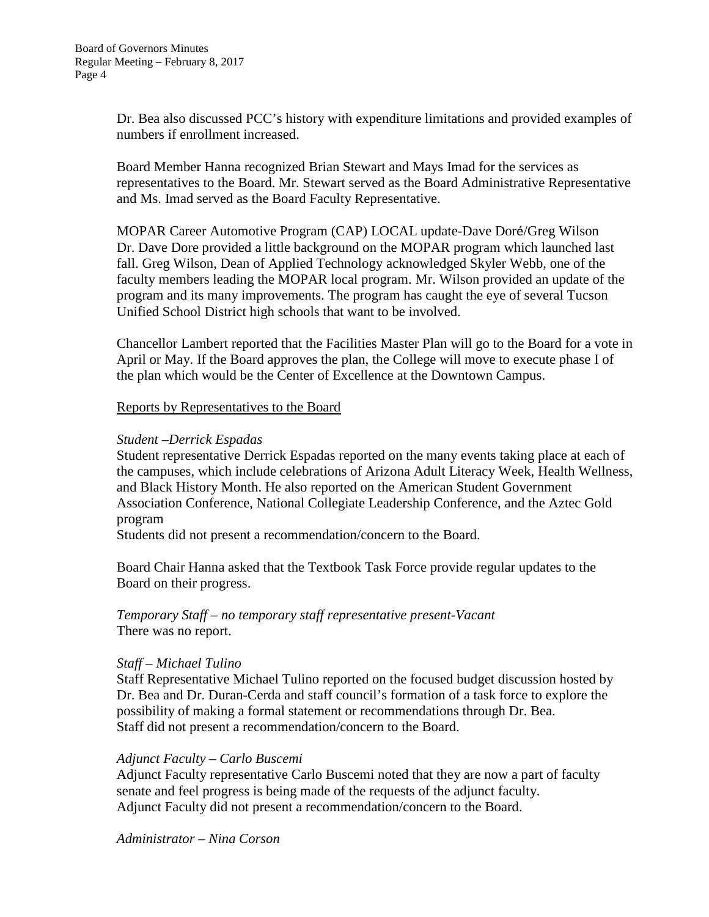Dr. Bea also discussed PCC's history with expenditure limitations and provided examples of numbers if enrollment increased.

Board Member Hanna recognized Brian Stewart and Mays Imad for the services as representatives to the Board. Mr. Stewart served as the Board Administrative Representative and Ms. Imad served as the Board Faculty Representative.

MOPAR Career Automotive Program (CAP) LOCAL update-Dave Doré/Greg Wilson
Dr. Dave Dore provided a little background on the MOPAR program which launched last fall. Greg Wilson, Dean of Applied Technology acknowledged Skyler Webb, one of the faculty members leading the MOPAR local program. Mr. Wilson provided an update of the program and its many improvements. The program has caught the eye of several Tucson Unified School District high schools that want to be involved.

Chancellor Lambert reported that the Facilities Master Plan will go to the Board for a vote in April or May. If the Board approves the plan, the College will move to execute phase I of the plan which would be the Center of Excellence at the Downtown Campus.

<u>Reports by Representatives to the Board</u>

*Student –Derrick Espadas*
Student representative Derrick Espadas reported on the many events taking place at each of the campuses, which include celebrations of Arizona Adult Literacy Week, Health Wellness, and Black History Month. He also reported on the American Student Government Association Conference, National Collegiate Leadership Conference, and the Aztec Gold program
Students did not present a recommendation/concern to the Board.

Board Chair Hanna asked that the Textbook Task Force provide regular updates to the Board on their progress.

*Temporary Staff – no temporary staff representative present-Vacant*
There was no report.

*Staff – Michael Tulino*
Staff Representative Michael Tulino reported on the focused budget discussion hosted by Dr. Bea and Dr. Duran-Cerda and staff council's formation of a task force to explore the possibility of making a formal statement or recommendations through Dr. Bea.
Staff did not present a recommendation/concern to the Board.

*Adjunct Faculty – Carlo Buscemi*
Adjunct Faculty representative Carlo Buscemi noted that they are now a part of faculty senate and feel progress is being made of the requests of the adjunct faculty.
Adjunct Faculty did not present a recommendation/concern to the Board.

*Administrator – Nina Corson*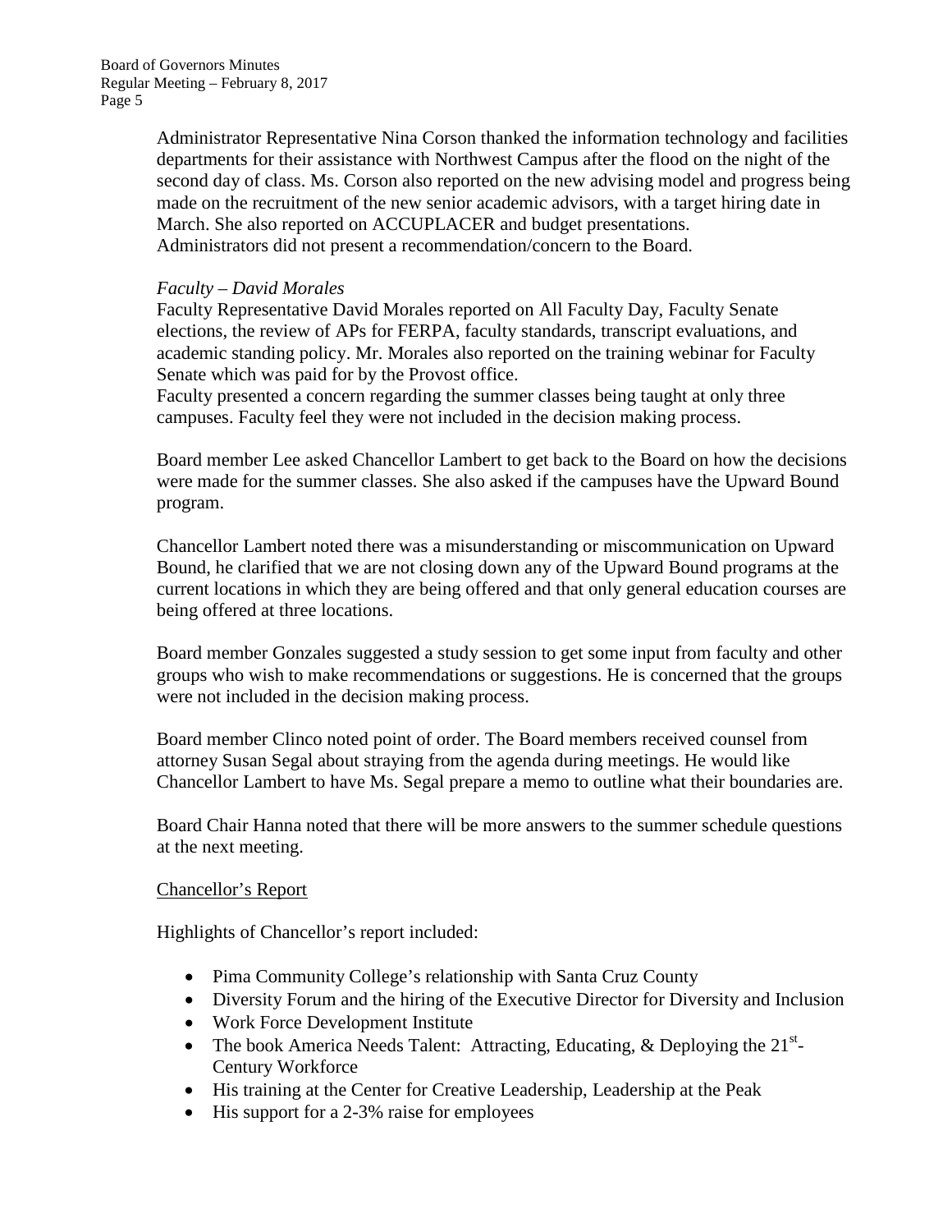Administrator Representative Nina Corson thanked the information technology and facilities departments for their assistance with Northwest Campus after the flood on the night of the second day of class. Ms. Corson also reported on the new advising model and progress being made on the recruitment of the new senior academic advisors, with a target hiring date in March. She also reported on ACCUPLACER and budget presentations.
Administrators did not present a recommendation/concern to the Board.

*Faculty – David Morales*
Faculty Representative David Morales reported on All Faculty Day, Faculty Senate elections, the review of APs for FERPA, faculty standards, transcript evaluations, and academic standing policy. Mr. Morales also reported on the training webinar for Faculty Senate which was paid for by the Provost office.
Faculty presented a concern regarding the summer classes being taught at only three campuses. Faculty feel they were not included in the decision making process.

Board member Lee asked Chancellor Lambert to get back to the Board on how the decisions were made for the summer classes. She also asked if the campuses have the Upward Bound program.

Chancellor Lambert noted there was a misunderstanding or miscommunication on Upward Bound, he clarified that we are not closing down any of the Upward Bound programs at the current locations in which they are being offered and that only general education courses are being offered at three locations.

Board member Gonzales suggested a study session to get some input from faculty and other groups who wish to make recommendations or suggestions. He is concerned that the groups were not included in the decision making process.

Board member Clinco noted point of order. The Board members received counsel from attorney Susan Segal about straying from the agenda during meetings. He would like Chancellor Lambert to have Ms. Segal prepare a memo to outline what their boundaries are.

Board Chair Hanna noted that there will be more answers to the summer schedule questions at the next meeting.

<u>Chancellor's Report</u>

Highlights of Chancellor's report included:

- Pima Community College's relationship with Santa Cruz County
- Diversity Forum and the hiring of the Executive Director for Diversity and Inclusion
- Work Force Development Institute
- The book America Needs Talent: Attracting, Educating, & Deploying the 21st-Century Workforce
- His training at the Center for Creative Leadership, Leadership at the Peak
- His support for a 2-3% raise for employees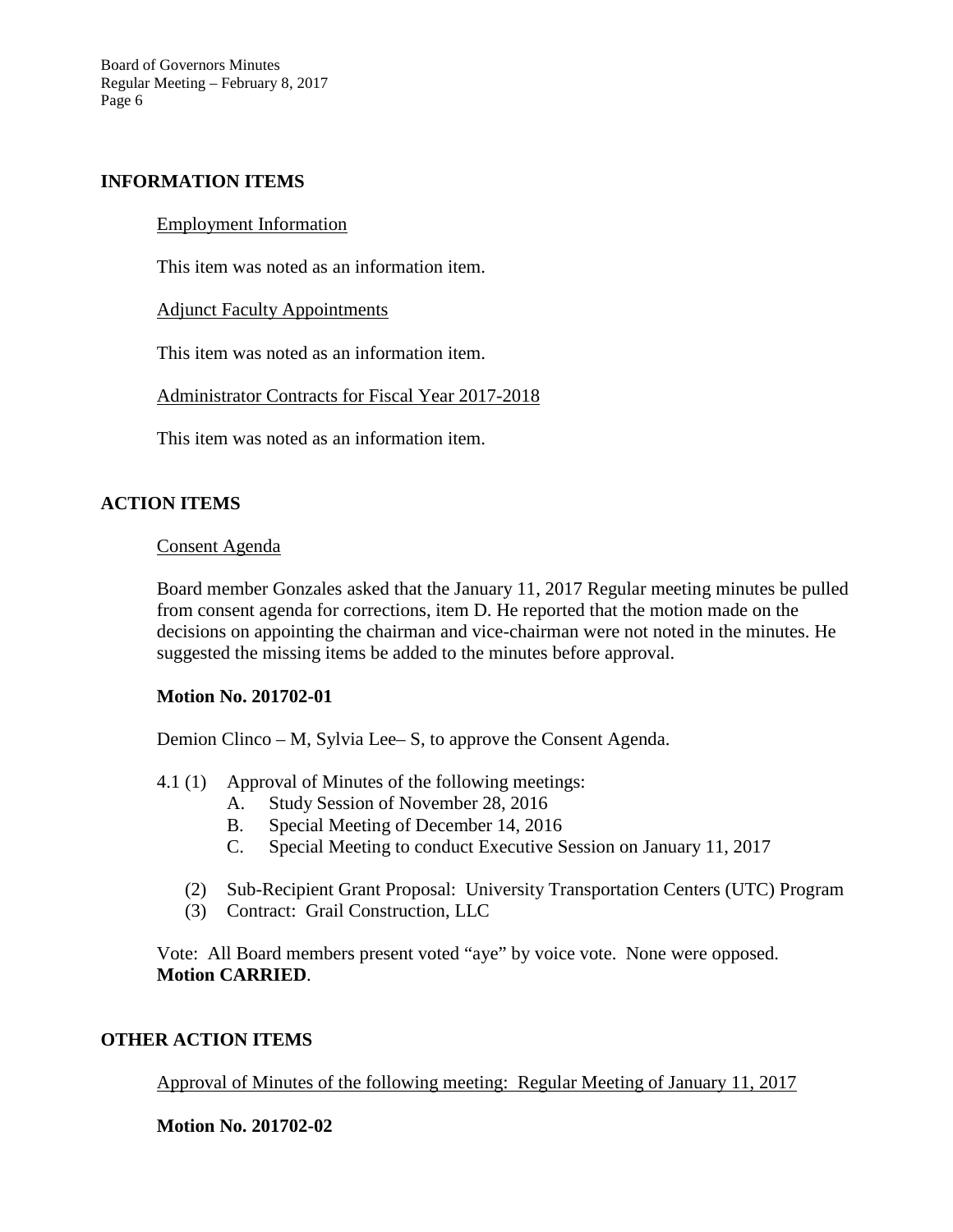## INFORMATION ITEMS

<u>Employment Information</u>

This item was noted as an information item.

<u>Adjunct Faculty Appointments</u>

This item was noted as an information item.

<u>Administrator Contracts for Fiscal Year 2017-2018</u>

This item was noted as an information item.

## ACTION ITEMS

<u>Consent Agenda</u>

Board member Gonzales asked that the January 11, 2017 Regular meeting minutes be pulled from consent agenda for corrections, item D. He reported that the motion made on the decisions on appointing the chairman and vice-chairman were not noted in the minutes. He suggested the missing items be added to the minutes before approval.

**Motion No. 201702-01**

Demion Clinco – M, Sylvia Lee– S, to approve the Consent Agenda.

4.1 (1) Approval of Minutes of the following meetings:
- A. Study Session of November 28, 2016
- B. Special Meeting of December 14, 2016
- C. Special Meeting to conduct Executive Session on January 11, 2017

(2) Sub-Recipient Grant Proposal: University Transportation Centers (UTC) Program

(3) Contract: Grail Construction, LLC

Vote: All Board members present voted "aye" by voice vote. None were opposed.
**Motion CARRIED**.

## OTHER ACTION ITEMS

<u>Approval of Minutes of the following meeting: Regular Meeting of January 11, 2017</u>

**Motion No. 201702-02**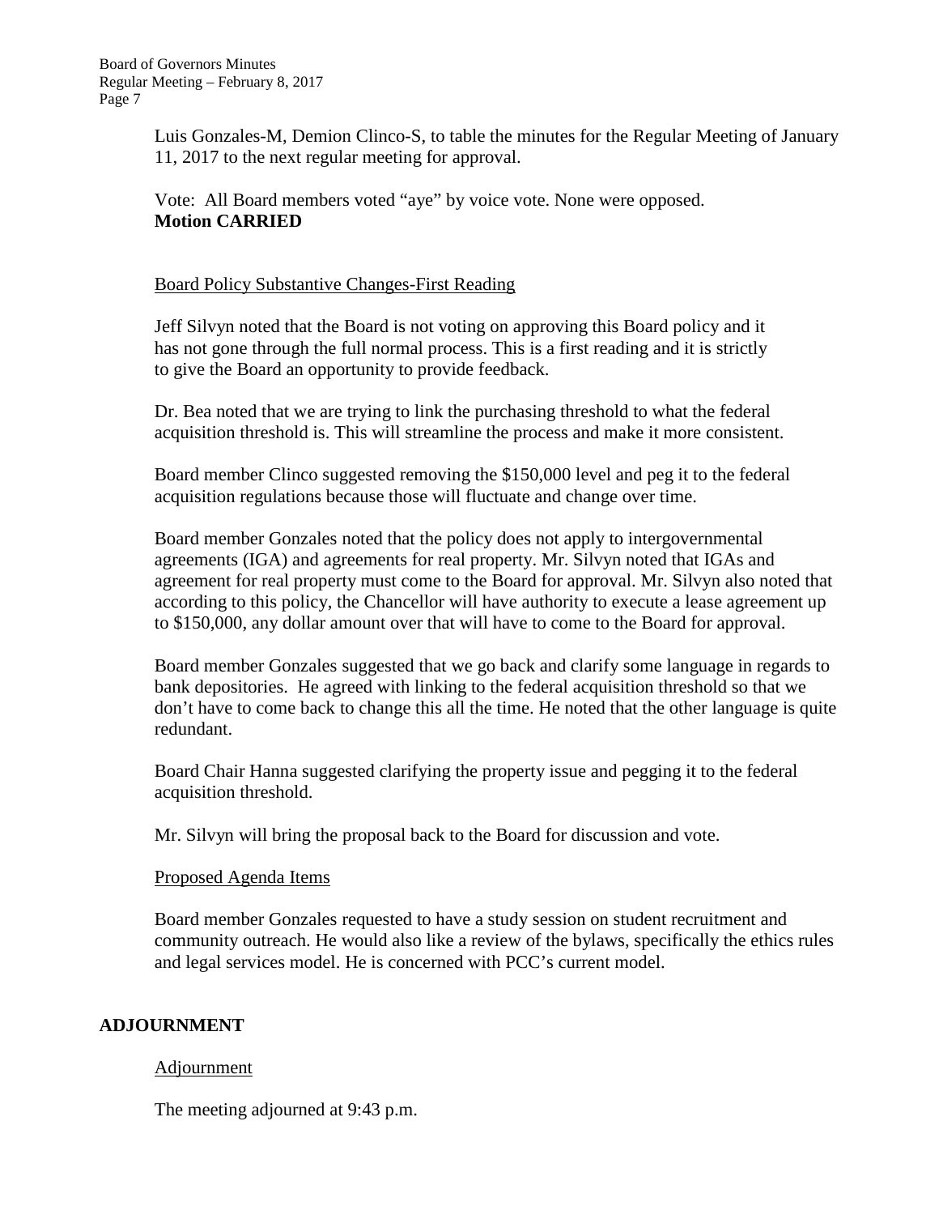Luis Gonzales-M, Demion Clinco-S, to table the minutes for the Regular Meeting of January 11, 2017 to the next regular meeting for approval.

Vote: All Board members voted "aye" by voice vote. None were opposed.
**Motion CARRIED**

Board Policy Substantive Changes-First Reading

Jeff Silvyn noted that the Board is not voting on approving this Board policy and it has not gone through the full normal process. This is a first reading and it is strictly to give the Board an opportunity to provide feedback.

Dr. Bea noted that we are trying to link the purchasing threshold to what the federal acquisition threshold is. This will streamline the process and make it more consistent.

Board member Clinco suggested removing the $150,000 level and peg it to the federal acquisition regulations because those will fluctuate and change over time.

Board member Gonzales noted that the policy does not apply to intergovernmental agreements (IGA) and agreements for real property. Mr. Silvyn noted that IGAs and agreement for real property must come to the Board for approval. Mr. Silvyn also noted that according to this policy, the Chancellor will have authority to execute a lease agreement up to $150,000, any dollar amount over that will have to come to the Board for approval.

Board member Gonzales suggested that we go back and clarify some language in regards to bank depositories. He agreed with linking to the federal acquisition threshold so that we don't have to come back to change this all the time. He noted that the other language is quite redundant.

Board Chair Hanna suggested clarifying the property issue and pegging it to the federal acquisition threshold.

Mr. Silvyn will bring the proposal back to the Board for discussion and vote.

Proposed Agenda Items

Board member Gonzales requested to have a study session on student recruitment and community outreach. He would also like a review of the bylaws, specifically the ethics rules and legal services model. He is concerned with PCC's current model.

## ADJOURNMENT

Adjournment

The meeting adjourned at 9:43 p.m.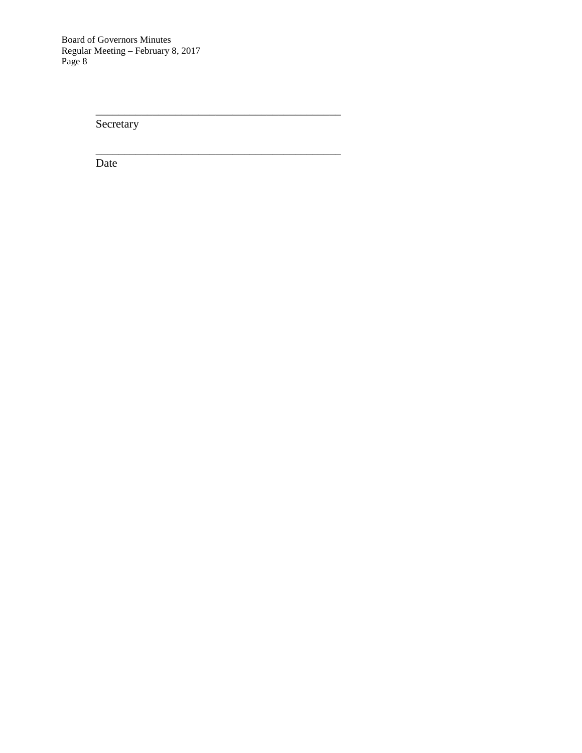______________________________________________
Secretary

______________________________________________
Date